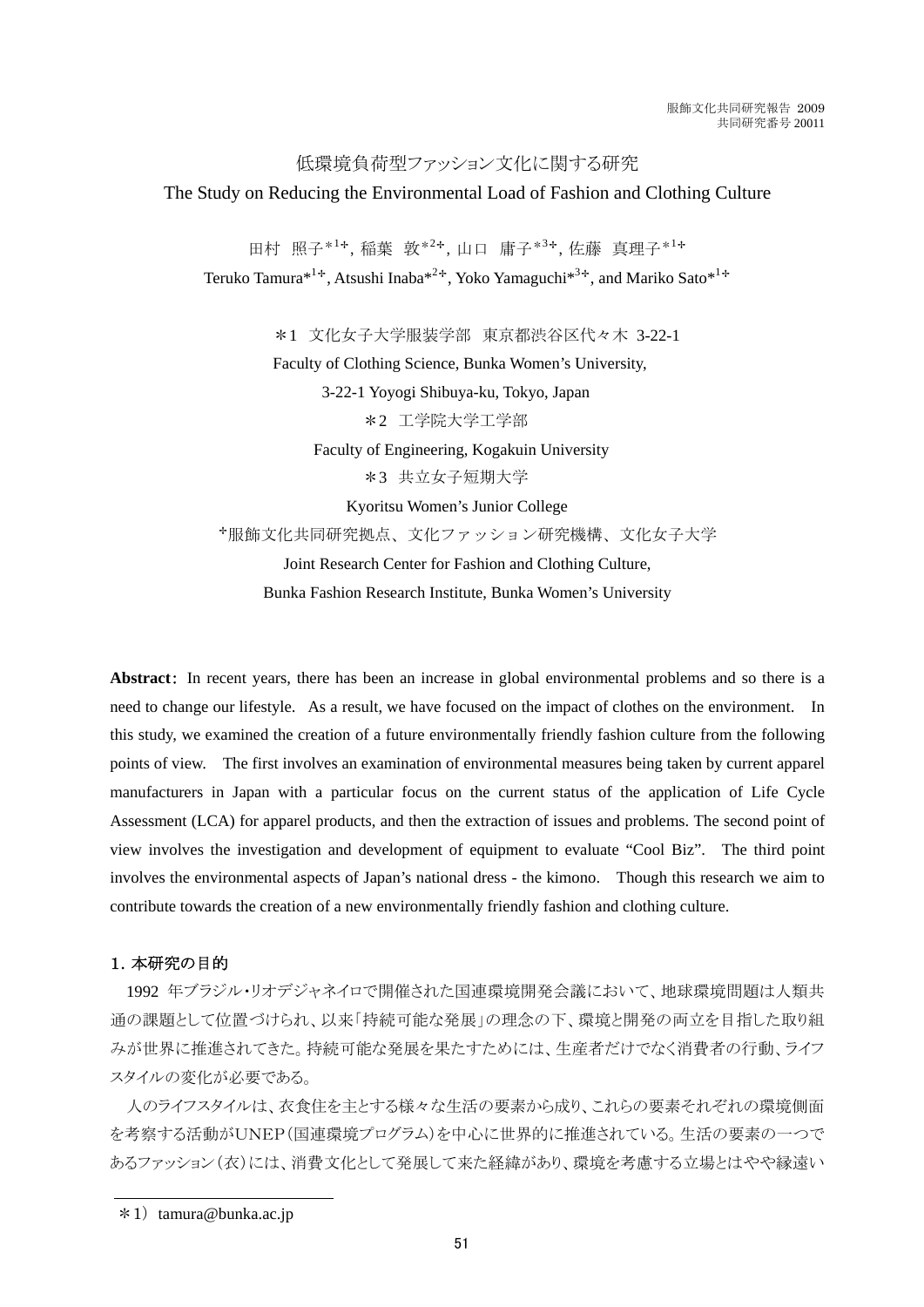服飾文化共同研究報告 2009
共同研究番号 20011

# 低環境負荷型ファッション文化に関する研究

# The Study on Reducing the Environmental Load of Fashion and Clothing Culture

田村 照子*[1+], 稲葉 敦*[2+], 山口 庸子*[3+], 佐藤 真理子*[1+]

Teruko Tamura*[1+], Atsushi Inaba*[2+], Yoko Yamaguchi*[3+], and Mariko Sato*[1+]

＊1 文化女子大学服装学部 東京都渋谷区代々木 3-22-1
Faculty of Clothing Science, Bunka Women's University,
3-22-1 Yoyogi Shibuya-ku, Tokyo, Japan

＊2 工学院大学工学部
Faculty of Engineering, Kogakuin University

＊3 共立女子短期大学
Kyoritsu Women's Junior College

+服飾文化共同研究拠点、文化ファッション研究機構、文化女子大学
Joint Research Center for Fashion and Clothing Culture,
Bunka Fashion Research Institute, Bunka Women's University

**Abstract**: In recent years, there has been an increase in global environmental problems and so there is a need to change our lifestyle. As a result, we have focused on the impact of clothes on the environment. In this study, we examined the creation of a future environmentally friendly fashion culture from the following points of view. The first involves an examination of environmental measures being taken by current apparel manufacturers in Japan with a particular focus on the current status of the application of Life Cycle Assessment (LCA) for apparel products, and then the extraction of issues and problems. The second point of view involves the investigation and development of equipment to evaluate "Cool Biz". The third point involves the environmental aspects of Japan's national dress - the kimono. Though this research we aim to contribute towards the creation of a new environmentally friendly fashion and clothing culture.

## 1. 本研究の目的

1992 年ブラジル･リオデジャネイロで開催された国連環境開発会議において、地球環境問題は人類共通の課題として位置づけられ、以来「持続可能な発展」の理念の下、環境と開発の両立を目指した取り組みが世界に推進されてきた。持続可能な発展を果たすためには、生産者だけでなく消費者の行動、ライフスタイルの変化が必要である。

人のライフスタイルは、衣食住を主とする様々な生活の要素から成り、これらの要素それぞれの環境側面を考察する活動がUNEP(国連環境プログラム)を中心に世界的に推進されている。生活の要素の一つであるファッション(衣)には、消費文化として発展して来た経緯があり、環境を考慮する立場とはやや縁遠い

＊1) tamura@bunka.ac.jp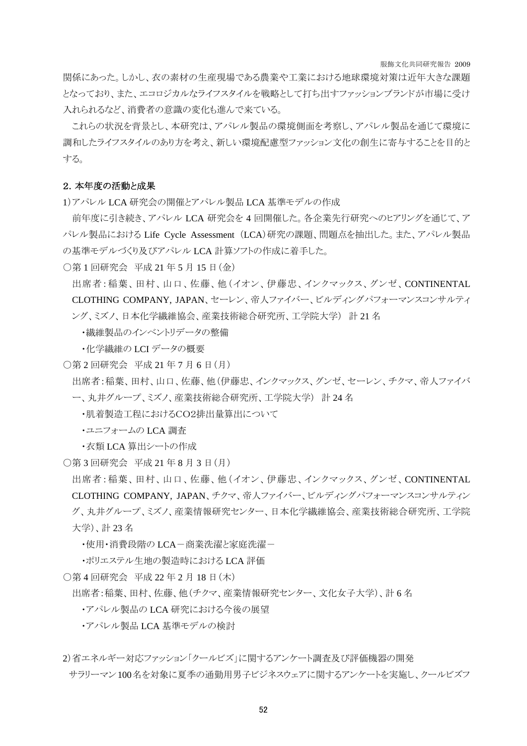関係にあった。しかし、衣の素材の生産現場である農業や工業における地球環境対策は近年大きな課題となっており、また、エコロジカルなライフスタイルを戦略として打ち出すファッションブランドが市場に受け入れられるなど、消費者の意識の変化も進んで来ている。

これらの状況を背景とし、本研究は、アパレル製品の環境側面を考察し、アパレル製品を通じて環境に調和したライフスタイルのあり方を考え、新しい環境配慮型ファッション文化の創生に寄与することを目的とする。

## 2. 本年度の活動と成果

1)アパレル LCA 研究会の開催とアパレル製品 LCA 基準モデルの作成

前年度に引き続き、アパレル LCA 研究会を 4 回開催した。各企業先行研究へのヒアリングを通じて、アパレル製品における Life Cycle Assessment (LCA)研究の課題、問題点を抽出した。また、アパレル製品の基準モデルづくり及びアパレル LCA 計算ソフトの作成に着手した。

○第 1 回研究会 平成 21 年 5 月 15 日(金)

出席者:稲葉、田村、山口、佐藤、他(イオン、伊藤忠、インクマックス、グンゼ、CONTINENTAL CLOTHING COMPANY, JAPAN、セーレン、帝人ファイバー、ビルディングパフォーマンスコンサルティング、ミズノ、日本化学繊維協会、産業技術総合研究所、工学院大学) 計 21 名

- ・繊維製品のインベントリデータの整備
- ・化学繊維の LCI データの概要

○第 2 回研究会 平成 21 年 7 月 6 日(月)

出席者:稲葉、田村、山口、佐藤、他(伊藤忠、インクマックス、グンゼ、セーレン、チクマ、帝人ファイバー、丸井グループ、ミズノ、産業技術総合研究所、工学院大学) 計 24 名

- ・肌着製造工程における$CO_2$排出量算出について
- ・ユニフォームの LCA 調査
- ・衣類 LCA 算出シートの作成

○第 3 回研究会 平成 21 年 8 月 3 日(月)

出席者:稲葉、田村、山口、佐藤、他(イオン、伊藤忠、インクマックス、グンゼ、CONTINENTAL CLOTHING COMPANY, JAPAN、チクマ、帝人ファイバー、ビルディングパフォーマンスコンサルティング、丸井グループ、ミズノ、産業情報研究センター、日本化学繊維協会、産業技術総合研究所、工学院大学)、計 23 名

- ・使用・消費段階の LCA－商業洗濯と家庭洗濯－
- ・ポリエステル生地の製造時における LCA 評価

○第 4 回研究会 平成 22 年 2 月 18 日(木)

出席者:稲葉、田村、佐藤、他(チクマ、産業情報研究センター、文化女子大学)、計 6 名

- ・アパレル製品の LCA 研究における今後の展望
- ・アパレル製品 LCA 基準モデルの検討

2)省エネルギー対応ファッション「クールビズ」に関するアンケート調査及び評価機器の開発

サラリーマン 100 名を対象に夏季の通勤用男子ビジネスウェアに関するアンケートを実施し、クールビズフ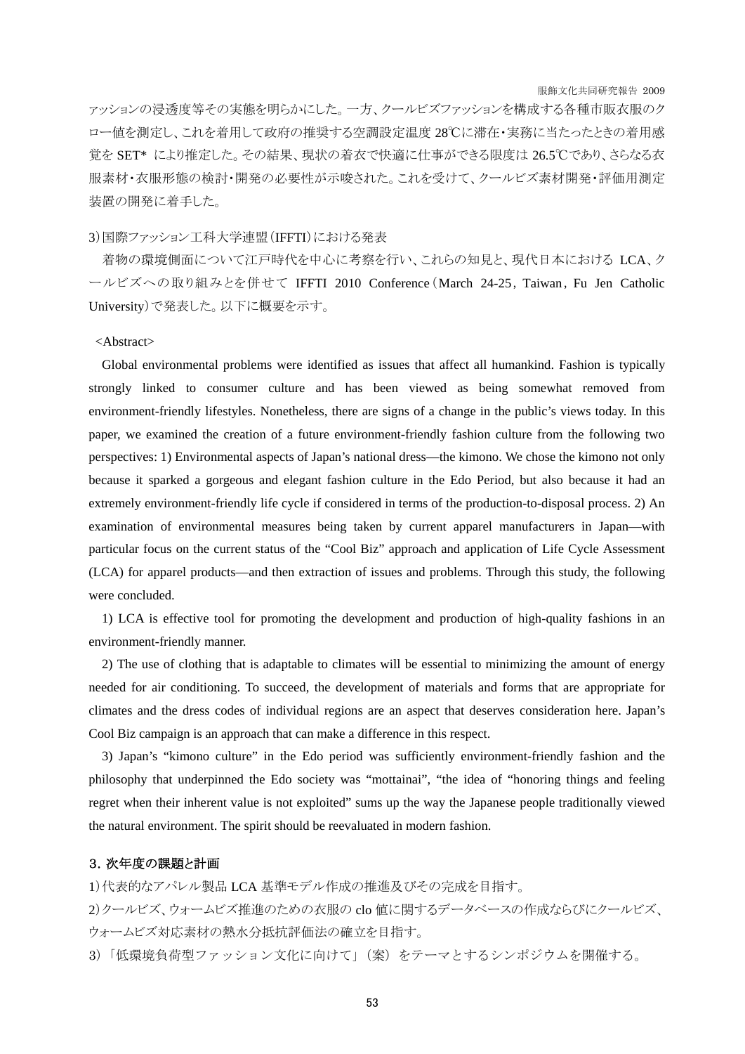ァッションの浸透度等その実態を明らかにした。一方、クールビズファッションを構成する各種市販衣服のクロー値を測定し、これを着用して政府の推奨する空調設定温度 28℃に滞在・実務に当たったときの着用感覚を SET* により推定した。その結果、現状の着衣で快適に仕事ができる限度は 26.5℃であり、さらなる衣服素材・衣服形態の検討・開発の必要性が示唆された。これを受けて、クールビズ素材開発・評価用測定装置の開発に着手した。

3)国際ファッション工科大学連盟(IFFTI)における発表

着物の環境側面について江戸時代を中心に考察を行い、これらの知見と、現代日本における LCA、クールビズへの取り組みとを併せて IFFTI 2010 Conference(March 24-25, Taiwan, Fu Jen Catholic University)で発表した。以下に概要を示す。

<Abstract>

Global environmental problems were identified as issues that affect all humankind. Fashion is typically strongly linked to consumer culture and has been viewed as being somewhat removed from environment-friendly lifestyles. Nonetheless, there are signs of a change in the public's views today. In this paper, we examined the creation of a future environment-friendly fashion culture from the following two perspectives: 1) Environmental aspects of Japan's national dress—the kimono. We chose the kimono not only because it sparked a gorgeous and elegant fashion culture in the Edo Period, but also because it had an extremely environment-friendly life cycle if considered in terms of the production-to-disposal process. 2) An examination of environmental measures being taken by current apparel manufacturers in Japan—with particular focus on the current status of the "Cool Biz" approach and application of Life Cycle Assessment (LCA) for apparel products—and then extraction of issues and problems. Through this study, the following were concluded.

1) LCA is effective tool for promoting the development and production of high-quality fashions in an environment-friendly manner.

2) The use of clothing that is adaptable to climates will be essential to minimizing the amount of energy needed for air conditioning. To succeed, the development of materials and forms that are appropriate for climates and the dress codes of individual regions are an aspect that deserves consideration here. Japan's Cool Biz campaign is an approach that can make a difference in this respect.

3) Japan's "kimono culture" in the Edo period was sufficiently environment-friendly fashion and the philosophy that underpinned the Edo society was "mottainai", "the idea of "honoring things and feeling regret when their inherent value is not exploited" sums up the way the Japanese people traditionally viewed the natural environment. The spirit should be reevaluated in modern fashion.

### 3. 次年度の課題と計画

1)代表的なアパレル製品 LCA 基準モデル作成の推進及びその完成を目指す。

2)クールビズ、ウォームビズ推進のための衣服の clo 値に関するデータベースの作成ならびにクールビズ、ウォームビズ対応素材の熱水分抵抗評価法の確立を目指す。

3)「低環境負荷型ファッション文化に向けて」(案)をテーマとするシンポジウムを開催する。